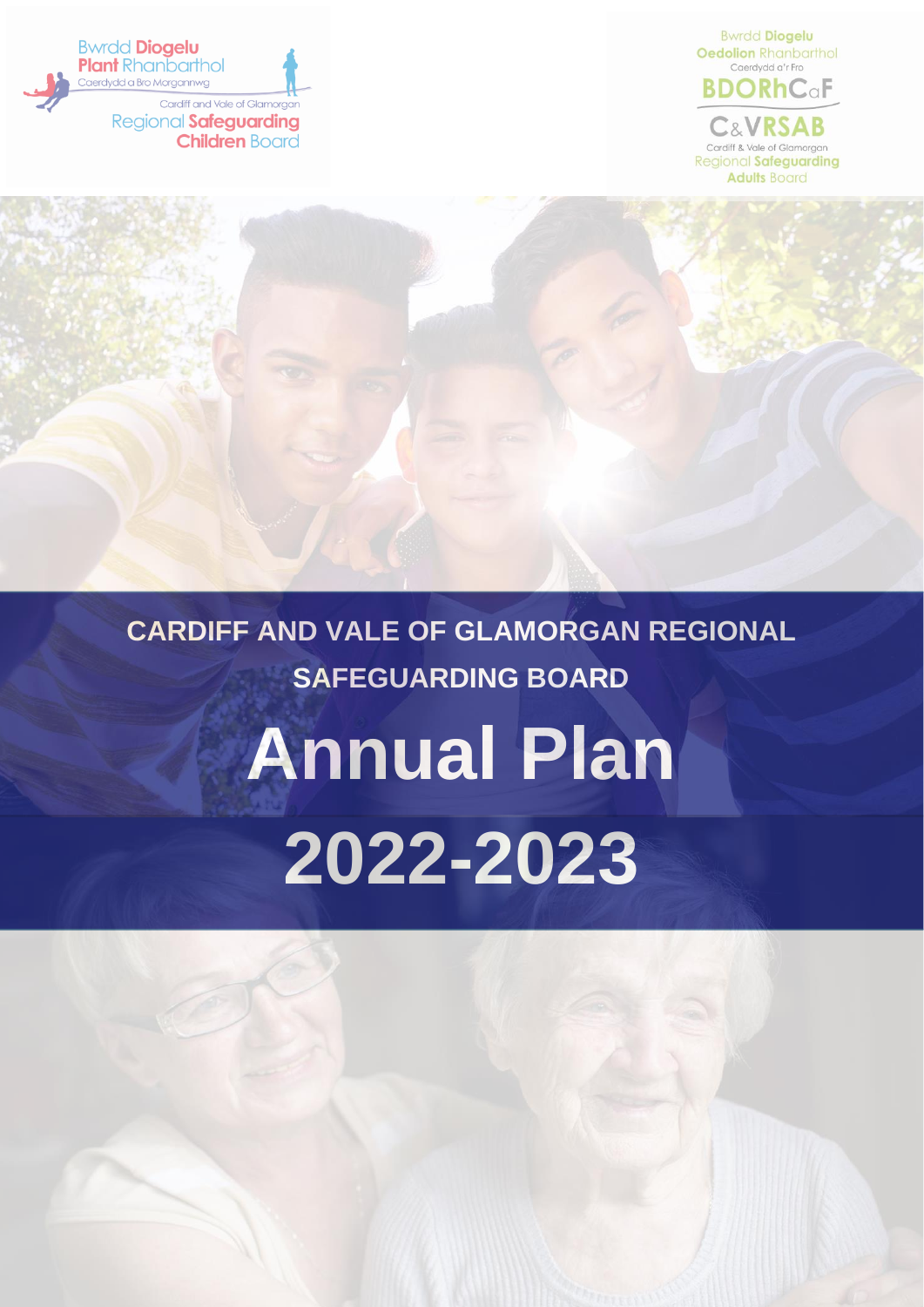Bwrdd Diogelu Plant Rhanbarthol
Caerdydd a Bro Morgannwg

Cardiff and Vale of Glamorgan
Regional Safeguarding Children Board

Bwrdd Diogelu Oedolion Rhanbarthol
Caerdydd a'r Fro
BDORhCaF

C&VRSAB
Cardiff & Vale of Glamorgan
Regional Safeguarding Adults Board

## CARDIFF AND VALE OF GLAMORGAN REGIONAL SAFEGUARDING BOARD

# Annual Plan

# 2022-2023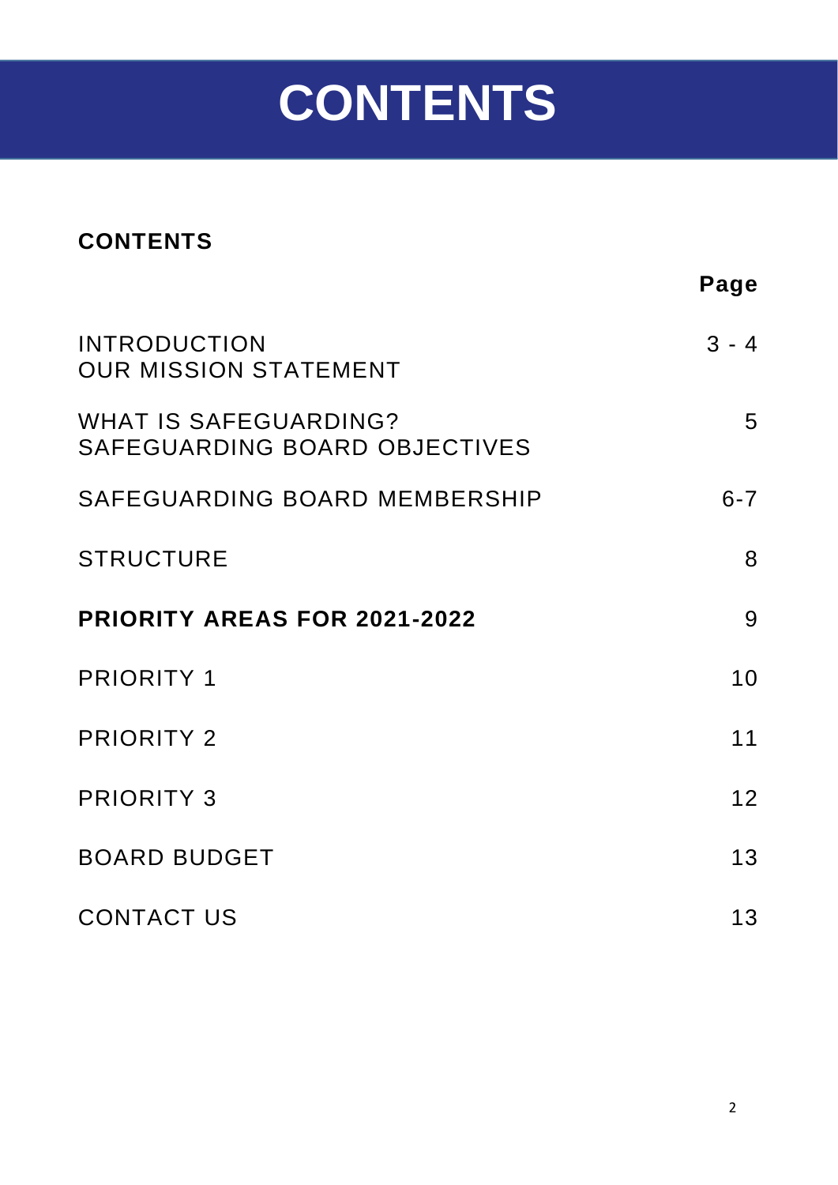# CONTENTS

**CONTENTS**

| | **Page** |
|---|---|
| INTRODUCTION<br>OUR MISSION STATEMENT | 3 - 4 |
| WHAT IS SAFEGUARDING?<br>SAFEGUARDING BOARD OBJECTIVES | 5 |
| SAFEGUARDING BOARD MEMBERSHIP | 6-7 |
| STRUCTURE | 8 |
| **PRIORITY AREAS FOR 2021-2022** | 9 |
| PRIORITY 1 | 10 |
| PRIORITY 2 | 11 |
| PRIORITY 3 | 12 |
| BOARD BUDGET | 13 |
| CONTACT US | 13 |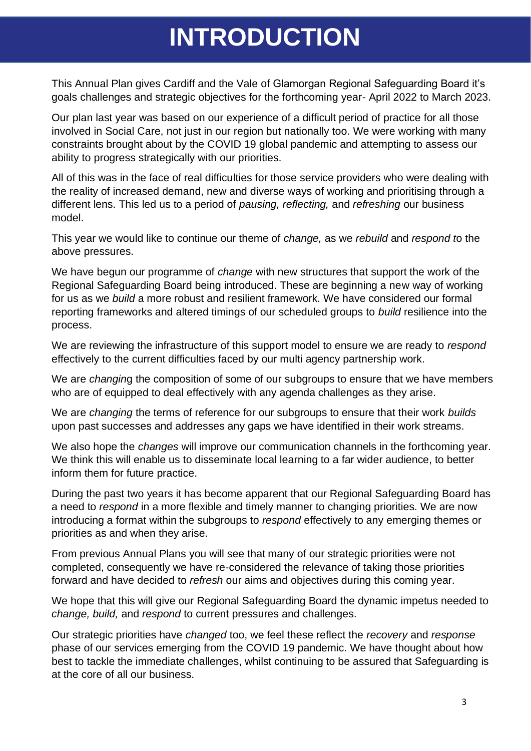# INTRODUCTION

This Annual Plan gives Cardiff and the Vale of Glamorgan Regional Safeguarding Board it's goals challenges and strategic objectives for the forthcoming year- April 2022 to March 2023.

Our plan last year was based on our experience of a difficult period of practice for all those involved in Social Care, not just in our region but nationally too. We were working with many constraints brought about by the COVID 19 global pandemic and attempting to assess our ability to progress strategically with our priorities.

All of this was in the face of real difficulties for those service providers who were dealing with the reality of increased demand, new and diverse ways of working and prioritising through a different lens. This led us to a period of *pausing, reflecting,* and *refreshing* our business model.

This year we would like to continue our theme of *change,* as we *rebuild* and *respond t*o the above pressures.

We have begun our programme of *change* with new structures that support the work of the Regional Safeguarding Board being introduced. These are beginning a new way of working for us as we *build* a more robust and resilient framework. We have considered our formal reporting frameworks and altered timings of our scheduled groups to *build* resilience into the process.

We are reviewing the infrastructure of this support model to ensure we are ready to *respond* effectively to the current difficulties faced by our multi agency partnership work.

We are *changin*g the composition of some of our subgroups to ensure that we have members who are of equipped to deal effectively with any agenda challenges as they arise.

We are *changing* the terms of reference for our subgroups to ensure that their work *builds* upon past successes and addresses any gaps we have identified in their work streams.

We also hope the *changes* will improve our communication channels in the forthcoming year. We think this will enable us to disseminate local learning to a far wider audience, to better inform them for future practice.

During the past two years it has become apparent that our Regional Safeguarding Board has a need to *respond* in a more flexible and timely manner to changing priorities. We are now introducing a format within the subgroups to *respond* effectively to any emerging themes or priorities as and when they arise.

From previous Annual Plans you will see that many of our strategic priorities were not completed, consequently we have re-considered the relevance of taking those priorities forward and have decided to *refresh* our aims and objectives during this coming year.

We hope that this will give our Regional Safeguarding Board the dynamic impetus needed to *change, build,* and *respond* to current pressures and challenges.

Our strategic priorities have *changed* too, we feel these reflect the *recovery* and *response* phase of our services emerging from the COVID 19 pandemic. We have thought about how best to tackle the immediate challenges, whilst continuing to be assured that Safeguarding is at the core of all our business.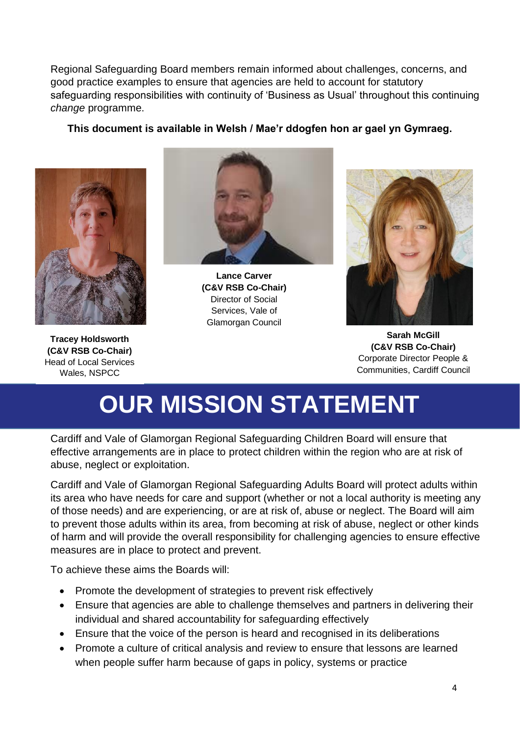Regional Safeguarding Board members remain informed about challenges, concerns, and good practice examples to ensure that agencies are held to account for statutory safeguarding responsibilities with continuity of 'Business as Usual' throughout this continuing *change* programme.

**This document is available in Welsh / Mae'r ddogfen hon ar gael yn Gymraeg.**

**Tracey Holdsworth**
**(C&V RSB Co-Chair)**
Head of Local Services Wales, NSPCC

**Lance Carver**
**(C&V RSB Co-Chair)**
Director of Social Services, Vale of Glamorgan Council

**Sarah McGill**
**(C&V RSB Co-Chair)**
Corporate Director People & Communities, Cardiff Council

# OUR MISSION STATEMENT

Cardiff and Vale of Glamorgan Regional Safeguarding Children Board will ensure that effective arrangements are in place to protect children within the region who are at risk of abuse, neglect or exploitation.

Cardiff and Vale of Glamorgan Regional Safeguarding Adults Board will protect adults within its area who have needs for care and support (whether or not a local authority is meeting any of those needs) and are experiencing, or are at risk of, abuse or neglect. The Board will aim to prevent those adults within its area, from becoming at risk of abuse, neglect or other kinds of harm and will provide the overall responsibility for challenging agencies to ensure effective measures are in place to protect and prevent.

To achieve these aims the Boards will:

- Promote the development of strategies to prevent risk effectively
- Ensure that agencies are able to challenge themselves and partners in delivering their individual and shared accountability for safeguarding effectively
- Ensure that the voice of the person is heard and recognised in its deliberations
- Promote a culture of critical analysis and review to ensure that lessons are learned when people suffer harm because of gaps in policy, systems or practice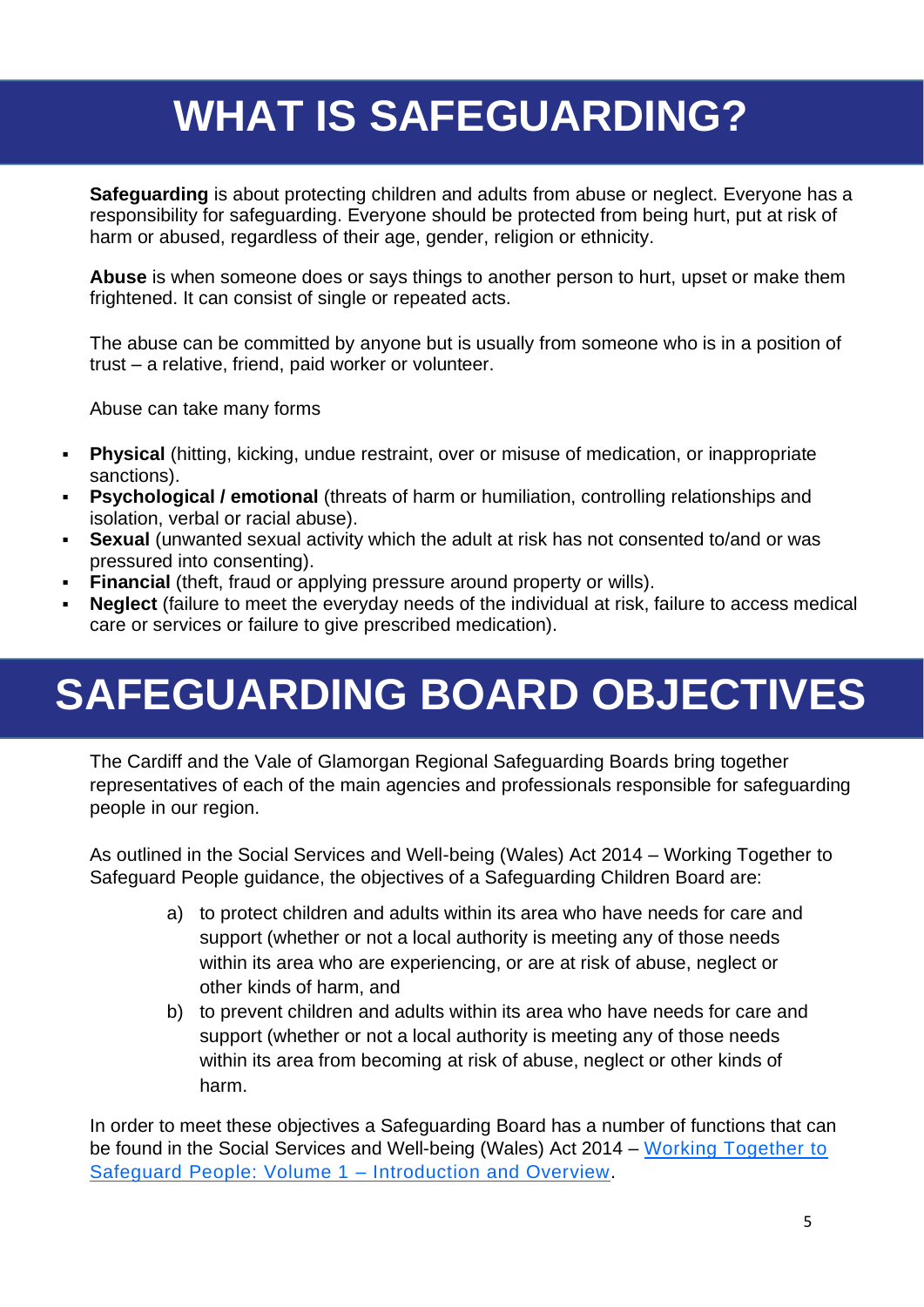# WHAT IS SAFEGUARDING?

**Safeguarding** is about protecting children and adults from abuse or neglect. Everyone has a responsibility for safeguarding. Everyone should be protected from being hurt, put at risk of harm or abused, regardless of their age, gender, religion or ethnicity.

**Abuse** is when someone does or says things to another person to hurt, upset or make them frightened. It can consist of single or repeated acts.

The abuse can be committed by anyone but is usually from someone who is in a position of trust – a relative, friend, paid worker or volunteer.

Abuse can take many forms

- **Physical** (hitting, kicking, undue restraint, over or misuse of medication, or inappropriate sanctions).
- **Psychological / emotional** (threats of harm or humiliation, controlling relationships and isolation, verbal or racial abuse).
- **Sexual** (unwanted sexual activity which the adult at risk has not consented to/and or was pressured into consenting).
- **Financial** (theft, fraud or applying pressure around property or wills).
- **Neglect** (failure to meet the everyday needs of the individual at risk, failure to access medical care or services or failure to give prescribed medication).

# SAFEGUARDING BOARD OBJECTIVES

The Cardiff and the Vale of Glamorgan Regional Safeguarding Boards bring together representatives of each of the main agencies and professionals responsible for safeguarding people in our region.

As outlined in the Social Services and Well-being (Wales) Act 2014 – Working Together to Safeguard People guidance, the objectives of a Safeguarding Children Board are:

a) to protect children and adults within its area who have needs for care and support (whether or not a local authority is meeting any of those needs within its area who are experiencing, or are at risk of abuse, neglect or other kinds of harm, and

b) to prevent children and adults within its area who have needs for care and support (whether or not a local authority is meeting any of those needs within its area from becoming at risk of abuse, neglect or other kinds of harm.

In order to meet these objectives a Safeguarding Board has a number of functions that can be found in the Social Services and Well-being (Wales) Act 2014 – Working Together to Safeguard People: Volume 1 – Introduction and Overview.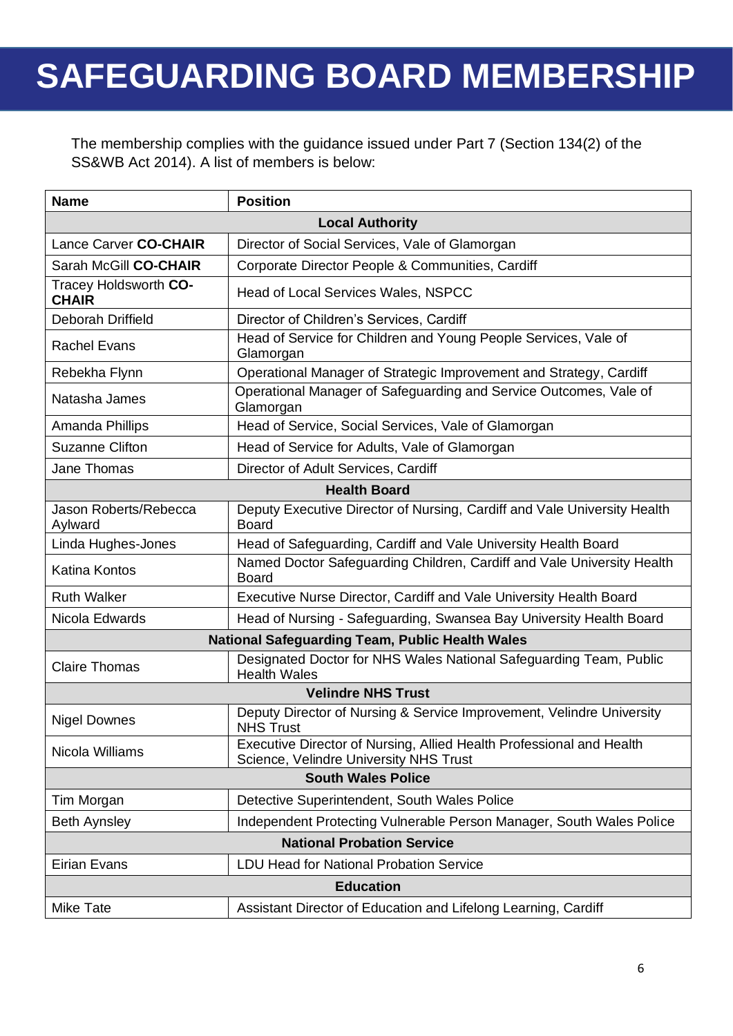# SAFEGUARDING BOARD MEMBERSHIP

The membership complies with the guidance issued under Part 7 (Section 134(2) of the SS&WB Act 2014). A list of members is below:

| Name | Position |
|---|---|
| **Local Authority** | |
| Lance Carver **CO-CHAIR** | Director of Social Services, Vale of Glamorgan |
| Sarah McGill **CO-CHAIR** | Corporate Director People & Communities, Cardiff |
| Tracey Holdsworth **CO-CHAIR** | Head of Local Services Wales, NSPCC |
| Deborah Driffield | Director of Children's Services, Cardiff |
| Rachel Evans | Head of Service for Children and Young People Services, Vale of Glamorgan |
| Rebekha Flynn | Operational Manager of Strategic Improvement and Strategy, Cardiff |
| Natasha James | Operational Manager of Safeguarding and Service Outcomes, Vale of Glamorgan |
| Amanda Phillips | Head of Service, Social Services, Vale of Glamorgan |
| Suzanne Clifton | Head of Service for Adults, Vale of Glamorgan |
| Jane Thomas | Director of Adult Services, Cardiff |
| **Health Board** | |
| Jason Roberts/Rebecca Aylward | Deputy Executive Director of Nursing, Cardiff and Vale University Health Board |
| Linda Hughes-Jones | Head of Safeguarding, Cardiff and Vale University Health Board |
| Katina Kontos | Named Doctor Safeguarding Children, Cardiff and Vale University Health Board |
| Ruth Walker | Executive Nurse Director, Cardiff and Vale University Health Board |
| Nicola Edwards | Head of Nursing - Safeguarding, Swansea Bay University Health Board |
| **National Safeguarding Team, Public Health Wales** | |
| Claire Thomas | Designated Doctor for NHS Wales National Safeguarding Team, Public Health Wales |
| **Velindre NHS Trust** | |
| Nigel Downes | Deputy Director of Nursing & Service Improvement, Velindre University NHS Trust |
| Nicola Williams | Executive Director of Nursing, Allied Health Professional and Health Science, Velindre University NHS Trust |
| **South Wales Police** | |
| Tim Morgan | Detective Superintendent, South Wales Police |
| Beth Aynsley | Independent Protecting Vulnerable Person Manager, South Wales Police |
| **National Probation Service** | |
| Eirian Evans | LDU Head for National Probation Service |
| **Education** | |
| Mike Tate | Assistant Director of Education and Lifelong Learning, Cardiff |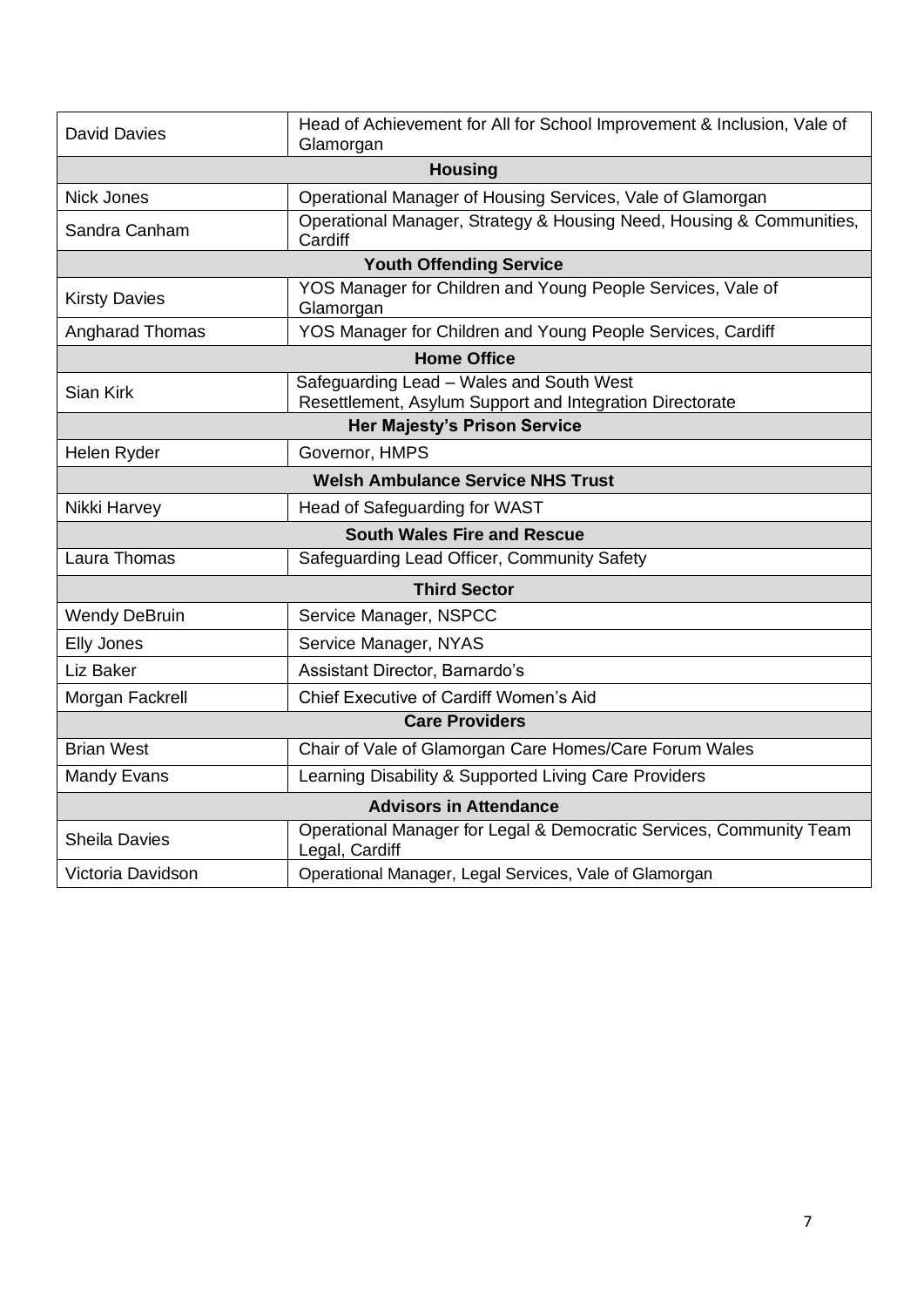| | |
|---|---|
| David Davies | Head of Achievement for All for School Improvement & Inclusion, Vale of Glamorgan |
| **Housing** | |
| Nick Jones | Operational Manager of Housing Services, Vale of Glamorgan |
| Sandra Canham | Operational Manager, Strategy & Housing Need, Housing & Communities, Cardiff |
| **Youth Offending Service** | |
| Kirsty Davies | YOS Manager for Children and Young People Services, Vale of Glamorgan |
| Angharad Thomas | YOS Manager for Children and Young People Services, Cardiff |
| **Home Office** | |
| Sian Kirk | Safeguarding Lead – Wales and South West Resettlement, Asylum Support and Integration Directorate |
| **Her Majesty's Prison Service** | |
| Helen Ryder | Governor, HMPS |
| **Welsh Ambulance Service NHS Trust** | |
| Nikki Harvey | Head of Safeguarding for WAST |
| **South Wales Fire and Rescue** | |
| Laura Thomas | Safeguarding Lead Officer, Community Safety |
| **Third Sector** | |
| Wendy DeBruin | Service Manager, NSPCC |
| Elly Jones | Service Manager, NYAS |
| Liz Baker | Assistant Director, Barnardo's |
| Morgan Fackrell | Chief Executive of Cardiff Women's Aid |
| **Care Providers** | |
| Brian West | Chair of Vale of Glamorgan Care Homes/Care Forum Wales |
| Mandy Evans | Learning Disability & Supported Living Care Providers |
| **Advisors in Attendance** | |
| Sheila Davies | Operational Manager for Legal & Democratic Services, Community Team Legal, Cardiff |
| Victoria Davidson | Operational Manager, Legal Services, Vale of Glamorgan |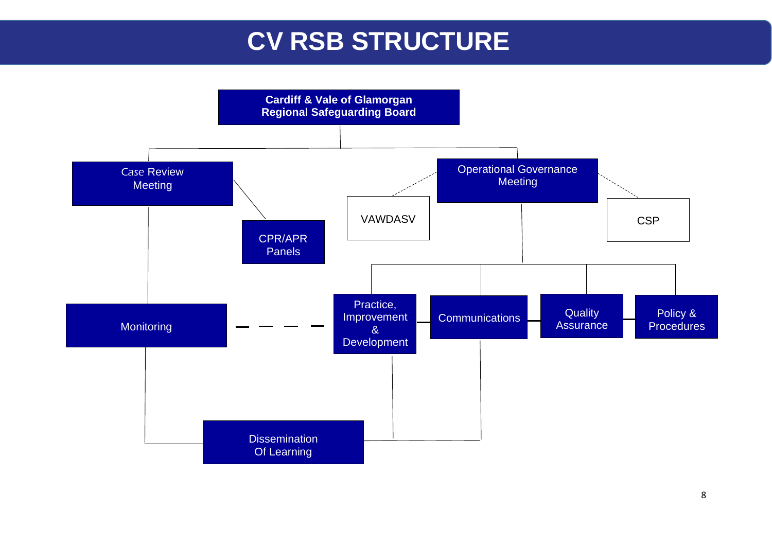# CV RSB STRUCTURE

- **Cardiff & Vale of Glamorgan Regional Safeguarding Board**
  - Case Review Meeting
    - CPR/APR Panels
    - Monitoring
      - Dissemination Of Learning
  - Operational Governance Meeting
    - VAWDASV
    - CSP
    - Practice, Improvement & Development
    - Communications
    - Quality Assurance
    - Policy & Procedures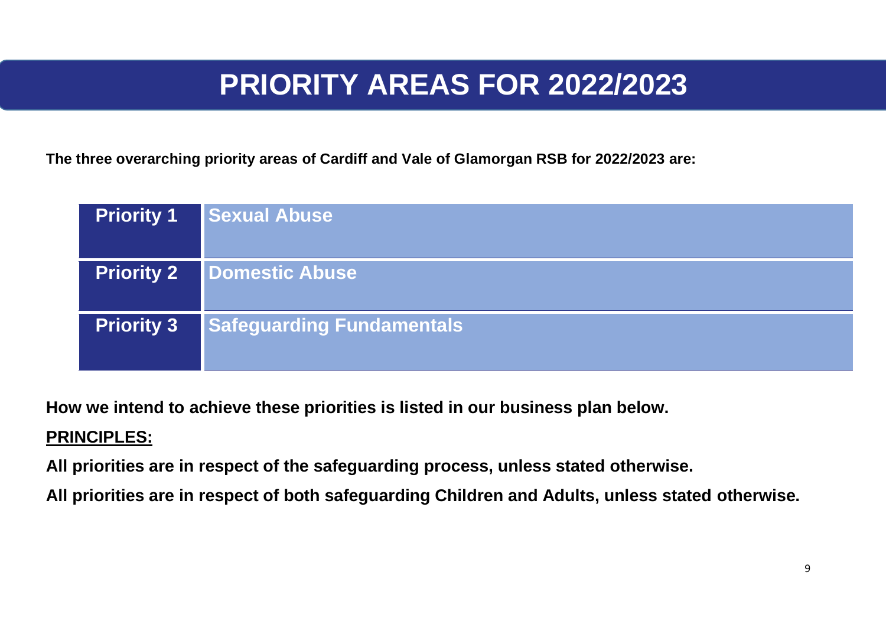# PRIORITY AREAS FOR 2022/2023

**The three overarching priority areas of Cardiff and Vale of Glamorgan RSB for 2022/2023 are:**

| | |
|---|---|
| **Priority 1** | **Sexual Abuse** |
| **Priority 2** | **Domestic Abuse** |
| **Priority 3** | **Safeguarding Fundamentals** |

**How we intend to achieve these priorities is listed in our business plan below.**

**PRINCIPLES:**

**All priorities are in respect of the safeguarding process, unless stated otherwise.**

**All priorities are in respect of both safeguarding Children and Adults, unless stated otherwise.**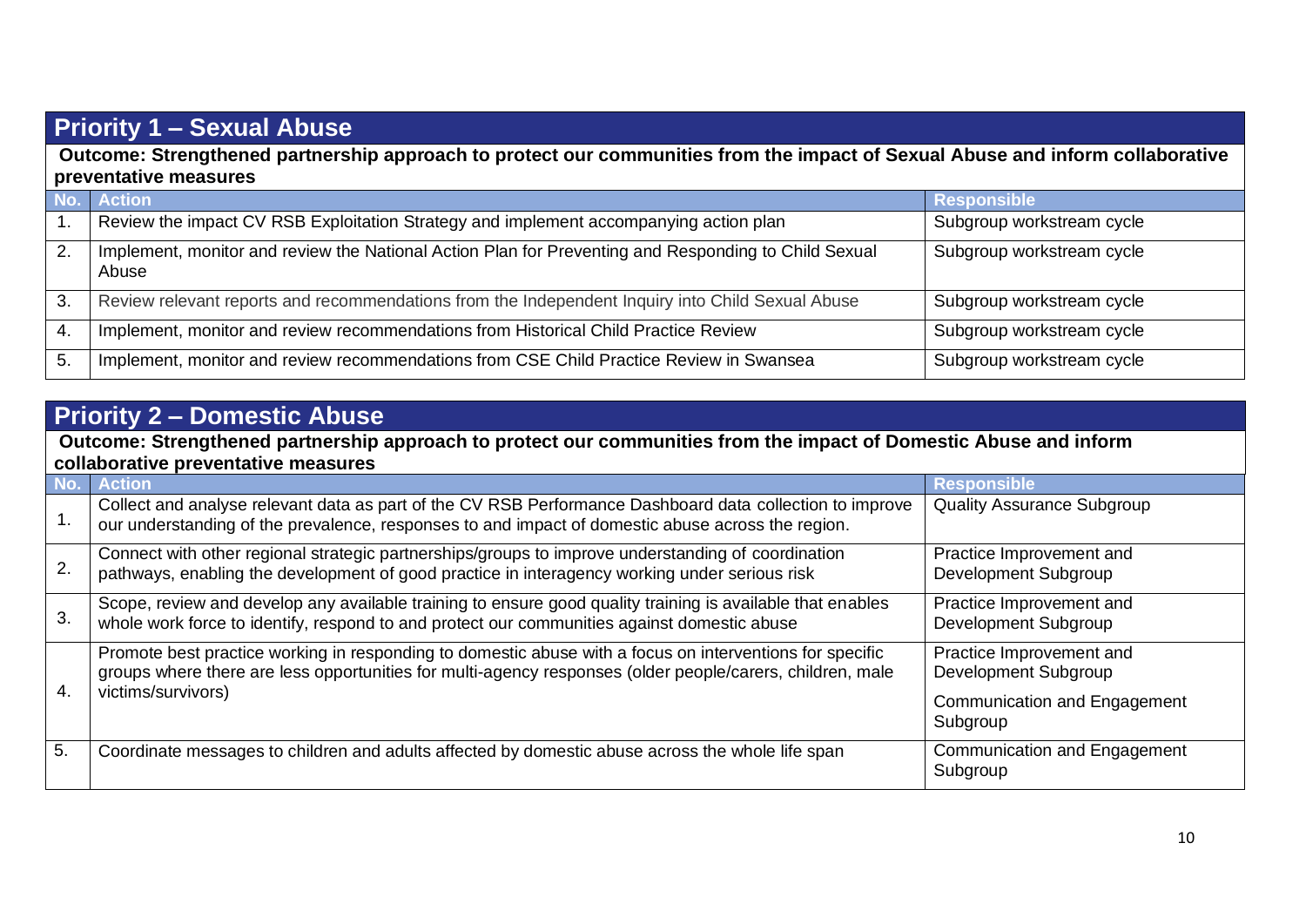## Priority 1 – Sexual Abuse

**Outcome: Strengthened partnership approach to protect our communities from the impact of Sexual Abuse and inform collaborative preventative measures**

| No. | Action | Responsible |
|---|---|---|
| 1. | Review the impact CV RSB Exploitation Strategy and implement accompanying action plan | Subgroup workstream cycle |
| 2. | Implement, monitor and review the National Action Plan for Preventing and Responding to Child Sexual Abuse | Subgroup workstream cycle |
| 3. | Review relevant reports and recommendations from the Independent Inquiry into Child Sexual Abuse | Subgroup workstream cycle |
| 4. | Implement, monitor and review recommendations from Historical Child Practice Review | Subgroup workstream cycle |
| 5. | Implement, monitor and review recommendations from CSE Child Practice Review in Swansea | Subgroup workstream cycle |

## Priority 2 – Domestic Abuse

**Outcome: Strengthened partnership approach to protect our communities from the impact of Domestic Abuse and inform collaborative preventative measures**

| No. | Action | Responsible |
|---|---|---|
| 1. | Collect and analyse relevant data as part of the CV RSB Performance Dashboard data collection to improve our understanding of the prevalence, responses to and impact of domestic abuse across the region. | Quality Assurance Subgroup |
| 2. | Connect with other regional strategic partnerships/groups to improve understanding of coordination pathways, enabling the development of good practice in interagency working under serious risk | Practice Improvement and Development Subgroup |
| 3. | Scope, review and develop any available training to ensure good quality training is available that enables whole work force to identify, respond to and protect our communities against domestic abuse | Practice Improvement and Development Subgroup |
| 4. | Promote best practice working in responding to domestic abuse with a focus on interventions for specific groups where there are less opportunities for multi-agency responses (older people/carers, children, male victims/survivors) | Practice Improvement and Development Subgroup<br>Communication and Engagement Subgroup |
| 5. | Coordinate messages to children and adults affected by domestic abuse across the whole life span | Communication and Engagement Subgroup |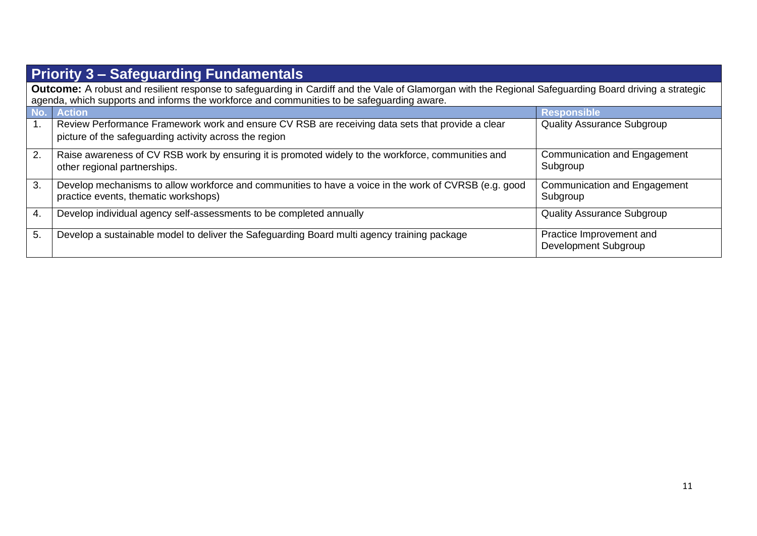## Priority 3 – Safeguarding Fundamentals

**Outcome:** A robust and resilient response to safeguarding in Cardiff and the Vale of Glamorgan with the Regional Safeguarding Board driving a strategic agenda, which supports and informs the workforce and communities to be safeguarding aware.

| No. | Action | Responsible |
|---|---|---|
| 1. | Review Performance Framework work and ensure CV RSB are receiving data sets that provide a clear picture of the safeguarding activity across the region | Quality Assurance Subgroup |
| 2. | Raise awareness of CV RSB work by ensuring it is promoted widely to the workforce, communities and other regional partnerships. | Communication and Engagement Subgroup |
| 3. | Develop mechanisms to allow workforce and communities to have a voice in the work of CVRSB (e.g. good practice events, thematic workshops) | Communication and Engagement Subgroup |
| 4. | Develop individual agency self-assessments to be completed annually | Quality Assurance Subgroup |
| 5. | Develop a sustainable model to deliver the Safeguarding Board multi agency training package | Practice Improvement and Development Subgroup |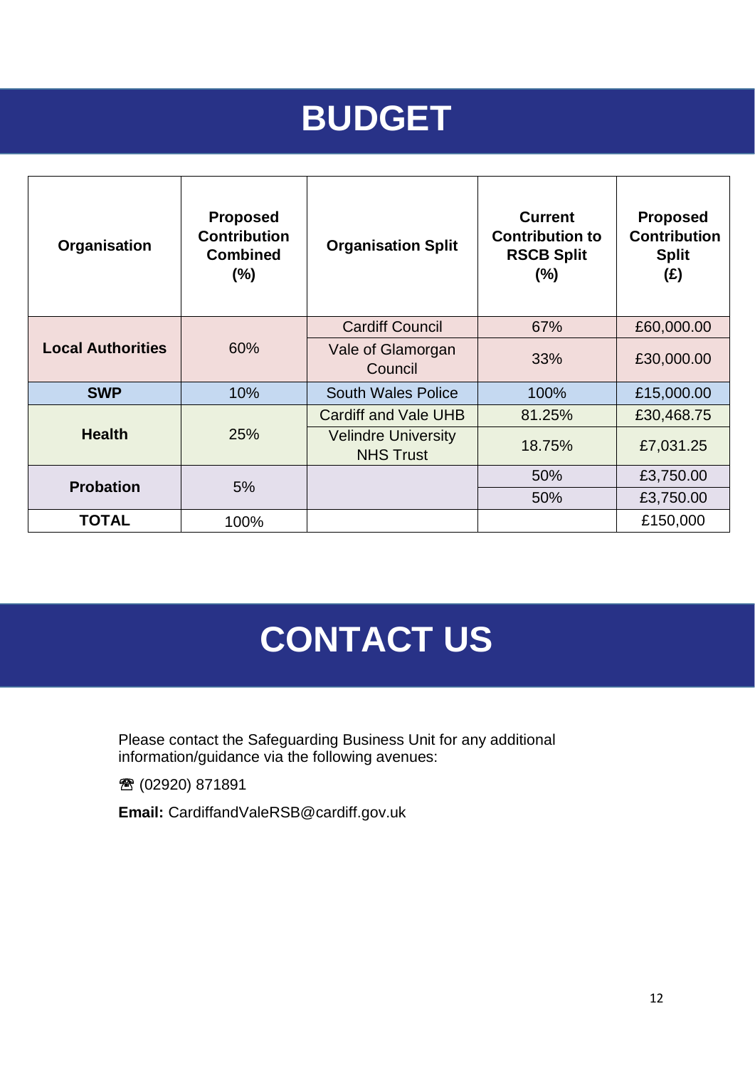# BUDGET

| Organisation | Proposed Contribution Combined (%) | Organisation Split | Current Contribution to RSCB Split (%) | Proposed Contribution Split (£) |
| --- | --- | --- | --- | --- |
| **Local Authorities** | 60% | Cardiff Council | 67% | £60,000.00 |
| | | Vale of Glamorgan Council | 33% | £30,000.00 |
| **SWP** | 10% | South Wales Police | 100% | £15,000.00 |
| **Health** | 25% | Cardiff and Vale UHB | 81.25% | £30,468.75 |
| | | Velindre University NHS Trust | 18.75% | £7,031.25 |
| **Probation** | 5% | | 50% | £3,750.00 |
| | | | 50% | £3,750.00 |
| **TOTAL** | 100% | | | £150,000 |

# CONTACT US

Please contact the Safeguarding Business Unit for any additional information/guidance via the following avenues:

☎ (02920) 871891

**Email:** CardiffandValeRSB@cardiff.gov.uk